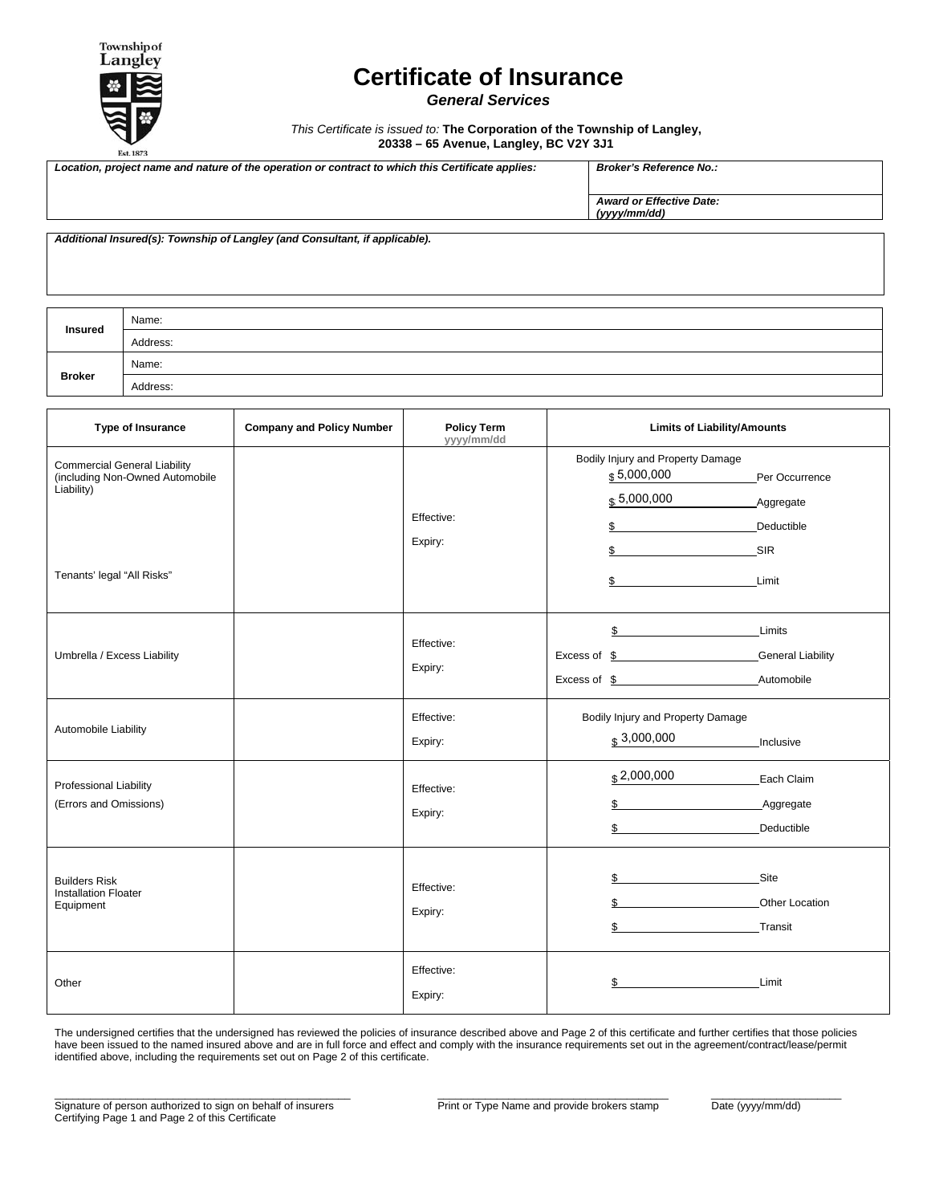Township of Langley
Est. 1873

# Certificate of Insurance

***General Services***

*This Certificate is issued to:* **The Corporation of the Township of Langley, 20338 – 65 Avenue, Langley, BC V2Y 3J1**

| ***Location, project name and nature of the operation or contract to which this Certificate applies:*** | ***Broker's Reference No.:*** |
|---|---|
| | ***Award or Effective Date: (yyyy/mm/dd)*** |

***Additional Insured(s): Township of Langley (and Consultant, if applicable).***

| | |
|---|---|
| **Insured** | Name: |
| | Address: |
| **Broker** | Name: |
| | Address: |

| Type of Insurance | Company and Policy Number | Policy Term yyyy/mm/dd | Limits of Liability/Amounts |
|---|---|---|---|
| Commercial General Liability (including Non-Owned Automobile Liability)<br><br>Tenants' legal "All Risks" | | Effective:<br>Expiry: | Bodily Injury and Property Damage<br>$ 5,000,000 Per Occurrence<br>$ 5,000,000 Aggregate<br>$ ______ Deductible<br>$ ______ SIR<br>$ ______ Limit |
| Umbrella / Excess Liability | | Effective:<br>Expiry: | $ ______ Limits<br>Excess of $ ______ General Liability<br>Excess of $ ______ Automobile |
| Automobile Liability | | Effective:<br>Expiry: | Bodily Injury and Property Damage<br>$ 3,000,000 Inclusive |
| Professional Liability<br>(Errors and Omissions) | | Effective:<br>Expiry: | $ 2,000,000 Each Claim<br>$ ______ Aggregate<br>$ ______ Deductible |
| Builders Risk<br>Installation Floater<br>Equipment | | Effective:<br>Expiry: | $ ______ Site<br>$ ______ Other Location<br>$ ______ Transit |
| Other | | Effective:<br>Expiry: | $ ______ Limit |

The undersigned certifies that the undersigned has reviewed the policies of insurance described above and Page 2 of this certificate and further certifies that those policies have been issued to the named insured above and are in full force and effect and comply with the insurance requirements set out in the agreement/contract/lease/permit identified above, including the requirements set out on Page 2 of this certificate.

| | | |
|---|---|---|
| ______________________________<br>Signature of person authorized to sign on behalf of insurers<br>Certifying Page 1 and Page 2 of this Certificate | ______________________________<br>Print or Type Name and provide brokers stamp | ______________________<br>Date (yyyy/mm/dd) |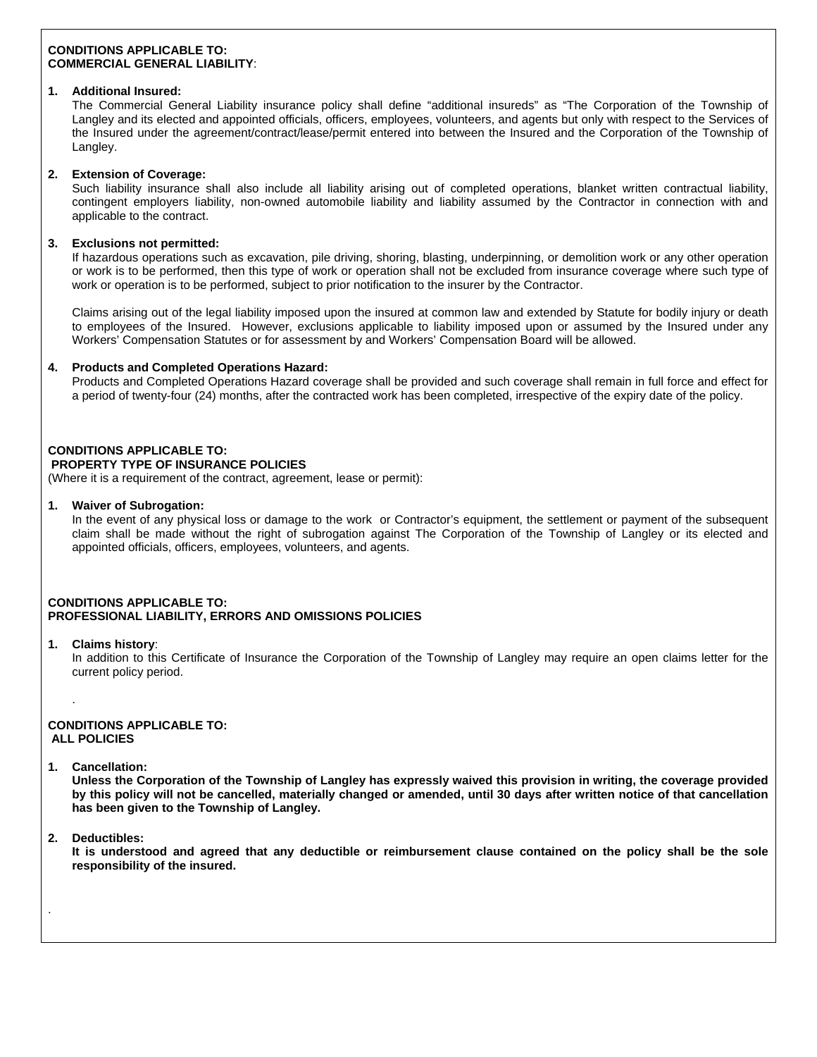**CONDITIONS APPLICABLE TO:**
**COMMERCIAL GENERAL LIABILITY**:

1. **Additional Insured:**
   The Commercial General Liability insurance policy shall define "additional insureds" as "The Corporation of the Township of Langley and its elected and appointed officials, officers, employees, volunteers, and agents but only with respect to the Services of the Insured under the agreement/contract/lease/permit entered into between the Insured and the Corporation of the Township of Langley.

2. **Extension of Coverage:**
   Such liability insurance shall also include all liability arising out of completed operations, blanket written contractual liability, contingent employers liability, non-owned automobile liability and liability assumed by the Contractor in connection with and applicable to the contract.

3. **Exclusions not permitted:**
   If hazardous operations such as excavation, pile driving, shoring, blasting, underpinning, or demolition work or any other operation or work is to be performed, then this type of work or operation shall not be excluded from insurance coverage where such type of work or operation is to be performed, subject to prior notification to the insurer by the Contractor.

   Claims arising out of the legal liability imposed upon the insured at common law and extended by Statute for bodily injury or death to employees of the Insured. However, exclusions applicable to liability imposed upon or assumed by the Insured under any Workers' Compensation Statutes or for assessment by and Workers' Compensation Board will be allowed.

4. **Products and Completed Operations Hazard:**
   Products and Completed Operations Hazard coverage shall be provided and such coverage shall remain in full force and effect for a period of twenty-four (24) months, after the contracted work has been completed, irrespective of the expiry date of the policy.

**CONDITIONS APPLICABLE TO:**
**PROPERTY TYPE OF INSURANCE POLICIES**
(Where it is a requirement of the contract, agreement, lease or permit):

1. **Waiver of Subrogation:**
   In the event of any physical loss or damage to the work or Contractor's equipment, the settlement or payment of the subsequent claim shall be made without the right of subrogation against The Corporation of the Township of Langley or its elected and appointed officials, officers, employees, volunteers, and agents.

**CONDITIONS APPLICABLE TO:**
**PROFESSIONAL LIABILITY, ERRORS AND OMISSIONS POLICIES**

1. **Claims history**:
   In addition to this Certificate of Insurance the Corporation of the Township of Langley may require an open claims letter for the current policy period.

**CONDITIONS APPLICABLE TO:**
**ALL POLICIES**

1. **Cancellation:**
   **Unless the Corporation of the Township of Langley has expressly waived this provision in writing, the coverage provided by this policy will not be cancelled, materially changed or amended, until 30 days after written notice of that cancellation has been given to the Township of Langley.**

2. **Deductibles:**
   **It is understood and agreed that any deductible or reimbursement clause contained on the policy shall be the sole responsibility of the insured.**